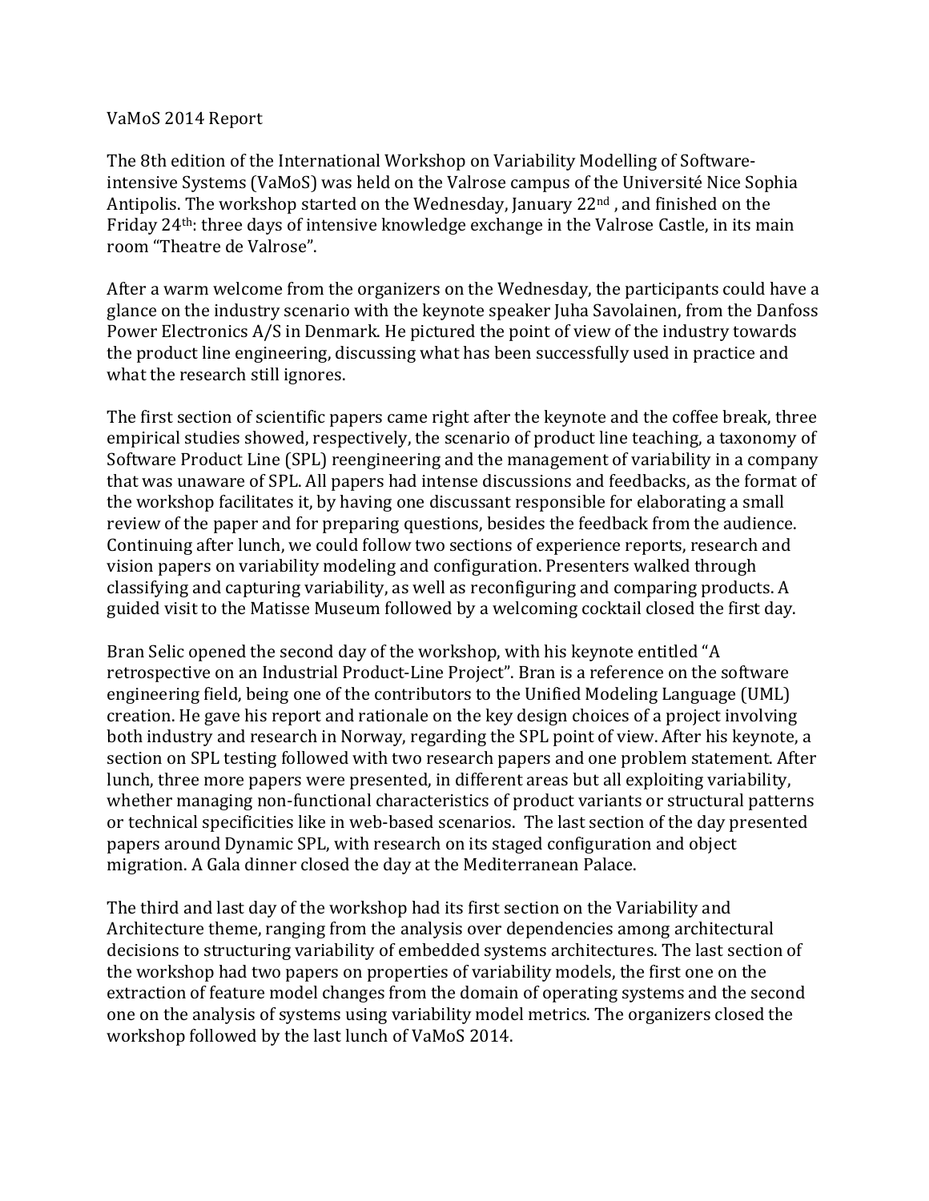# VaMoS 2014 Report

The 8th edition of the International Workshop on Variability Modelling of Software-intensive Systems (VaMoS) was held on the Valrose campus of the Université Nice Sophia Antipolis. The workshop started on the Wednesday, January 22nd , and finished on the Friday 24th: three days of intensive knowledge exchange in the Valrose Castle, in its main room "Theatre de Valrose".

After a warm welcome from the organizers on the Wednesday, the participants could have a glance on the industry scenario with the keynote speaker Juha Savolainen, from the Danfoss Power Electronics A/S in Denmark. He pictured the point of view of the industry towards the product line engineering, discussing what has been successfully used in practice and what the research still ignores.

The first section of scientific papers came right after the keynote and the coffee break, three empirical studies showed, respectively, the scenario of product line teaching, a taxonomy of Software Product Line (SPL) reengineering and the management of variability in a company that was unaware of SPL. All papers had intense discussions and feedbacks, as the format of the workshop facilitates it, by having one discussant responsible for elaborating a small review of the paper and for preparing questions, besides the feedback from the audience. Continuing after lunch, we could follow two sections of experience reports, research and vision papers on variability modeling and configuration. Presenters walked through classifying and capturing variability, as well as reconfiguring and comparing products. A guided visit to the Matisse Museum followed by a welcoming cocktail closed the first day.

Bran Selic opened the second day of the workshop, with his keynote entitled "A retrospective on an Industrial Product-Line Project". Bran is a reference on the software engineering field, being one of the contributors to the Unified Modeling Language (UML) creation. He gave his report and rationale on the key design choices of a project involving both industry and research in Norway, regarding the SPL point of view. After his keynote, a section on SPL testing followed with two research papers and one problem statement. After lunch, three more papers were presented, in different areas but all exploiting variability, whether managing non-functional characteristics of product variants or structural patterns or technical specificities like in web-based scenarios. The last section of the day presented papers around Dynamic SPL, with research on its staged configuration and object migration. A Gala dinner closed the day at the Mediterranean Palace.

The third and last day of the workshop had its first section on the Variability and Architecture theme, ranging from the analysis over dependencies among architectural decisions to structuring variability of embedded systems architectures. The last section of the workshop had two papers on properties of variability models, the first one on the extraction of feature model changes from the domain of operating systems and the second one on the analysis of systems using variability model metrics. The organizers closed the workshop followed by the last lunch of VaMoS 2014.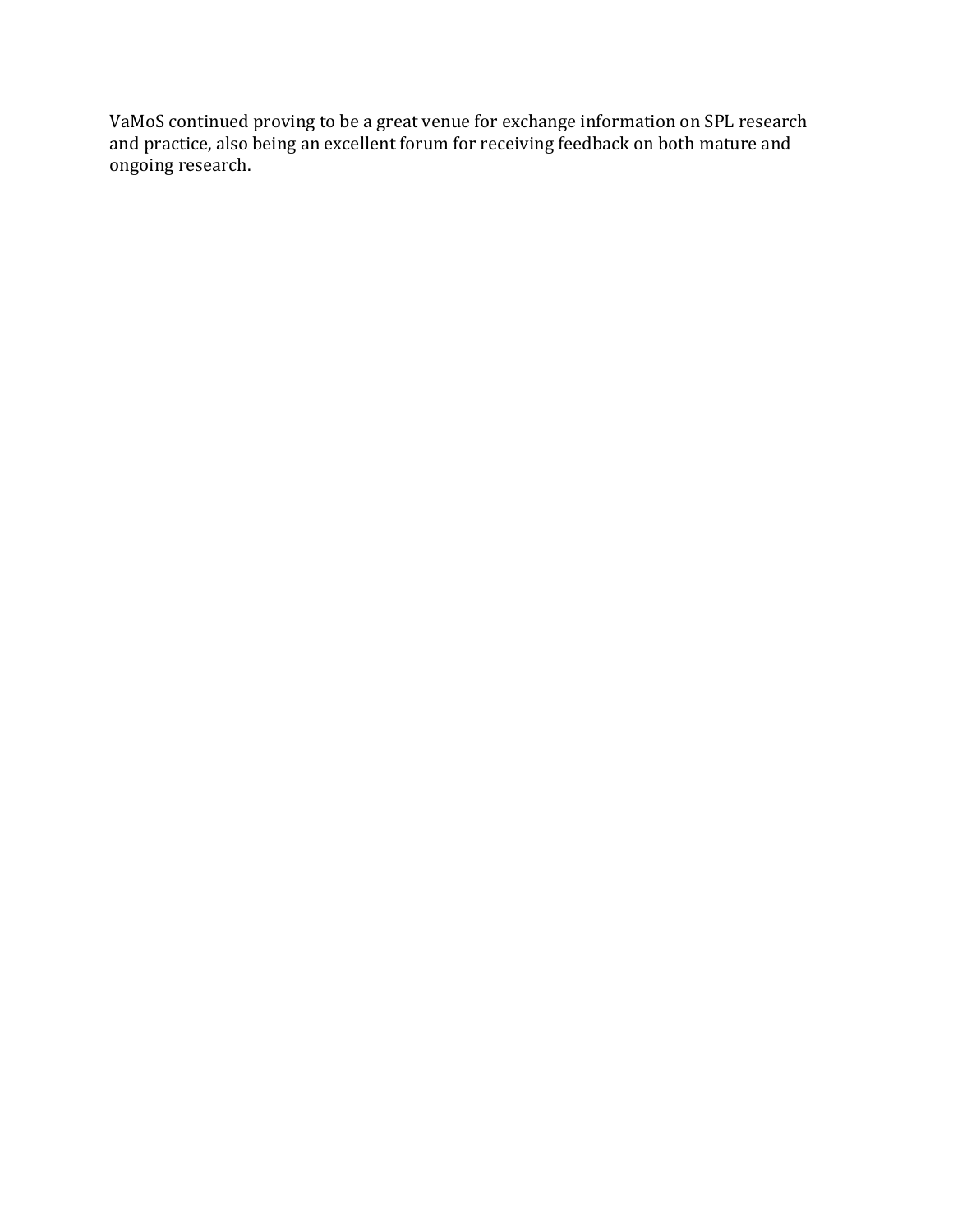VaMoS continued proving to be a great venue for exchange information on SPL research and practice, also being an excellent forum for receiving feedback on both mature and ongoing research.